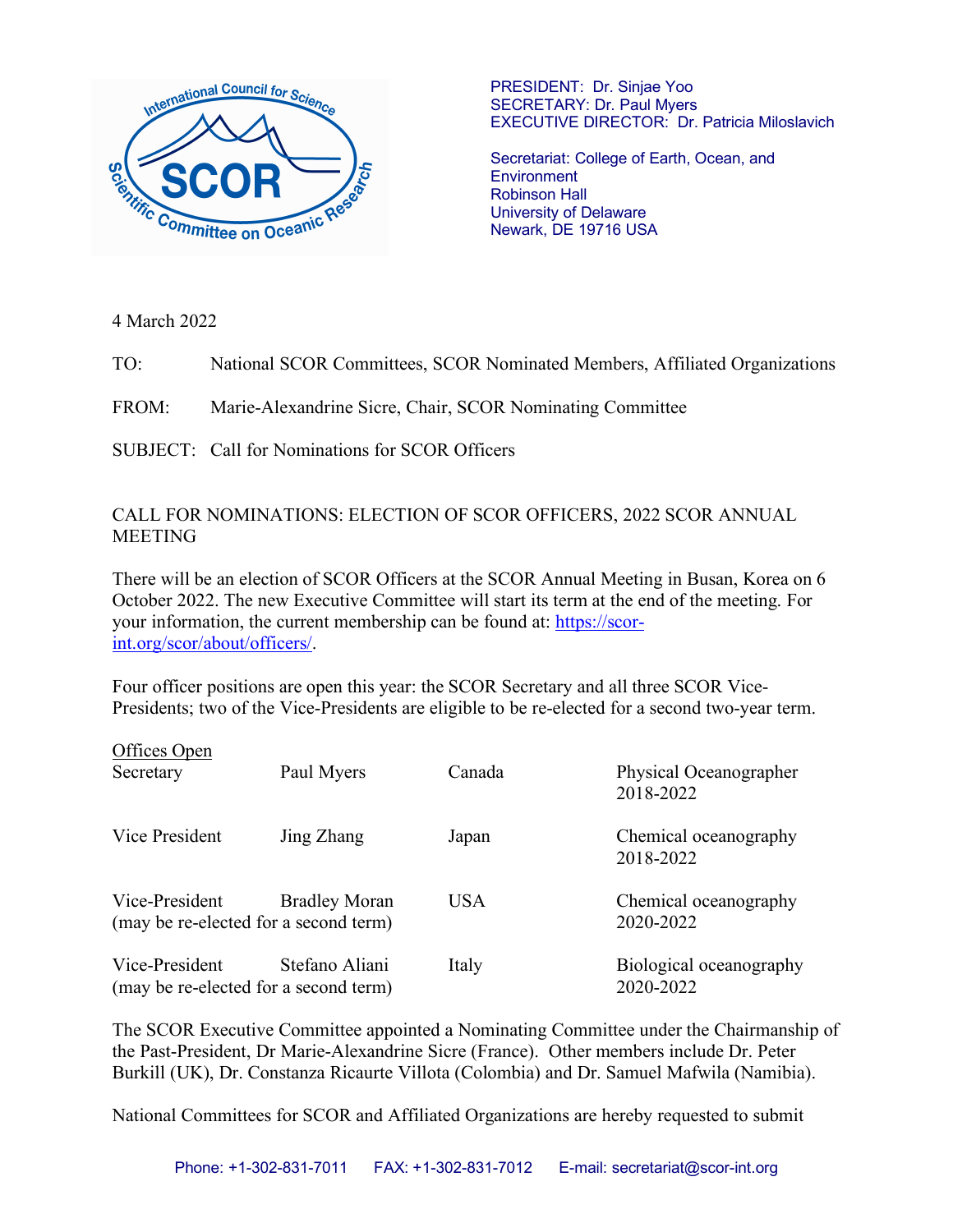PRESIDENT: Dr. Sinjae Yoo
SECRETARY: Dr. Paul Myers
EXECUTIVE DIRECTOR: Dr. Patricia Miloslavich

Secretariat: College of Earth, Ocean, and Environment
Robinson Hall
University of Delaware
Newark, DE 19716 USA

4 March 2022

TO: National SCOR Committees, SCOR Nominated Members, Affiliated Organizations

FROM: Marie-Alexandrine Sicre, Chair, SCOR Nominating Committee

SUBJECT: Call for Nominations for SCOR Officers

CALL FOR NOMINATIONS: ELECTION OF SCOR OFFICERS, 2022 SCOR ANNUAL MEETING

There will be an election of SCOR Officers at the SCOR Annual Meeting in Busan, Korea on 6 October 2022. The new Executive Committee will start its term at the end of the meeting. For your information, the current membership can be found at: [https://scor-int.org/scor/about/officers/](https://scor-int.org/scor/about/officers/).

Four officer positions are open this year: the SCOR Secretary and all three SCOR Vice-Presidents; two of the Vice-Presidents are eligible to be re-elected for a second two-year term.

<u>Offices Open</u>

| | | | |
|---|---|---|---|
| Secretary | Paul Myers | Canada | Physical Oceanographer 2018-2022 |
| Vice President | Jing Zhang | Japan | Chemical oceanography 2018-2022 |
| Vice-President (may be re-elected for a second term) | Bradley Moran | USA | Chemical oceanography 2020-2022 |
| Vice-President (may be re-elected for a second term) | Stefano Aliani | Italy | Biological oceanography 2020-2022 |

The SCOR Executive Committee appointed a Nominating Committee under the Chairmanship of the Past-President, Dr Marie-Alexandrine Sicre (France). Other members include Dr. Peter Burkill (UK), Dr. Constanza Ricaurte Villota (Colombia) and Dr. Samuel Mafwila (Namibia).

National Committees for SCOR and Affiliated Organizations are hereby requested to submit

Phone: +1-302-831-7011 FAX: +1-302-831-7012 E-mail: secretariat@scor-int.org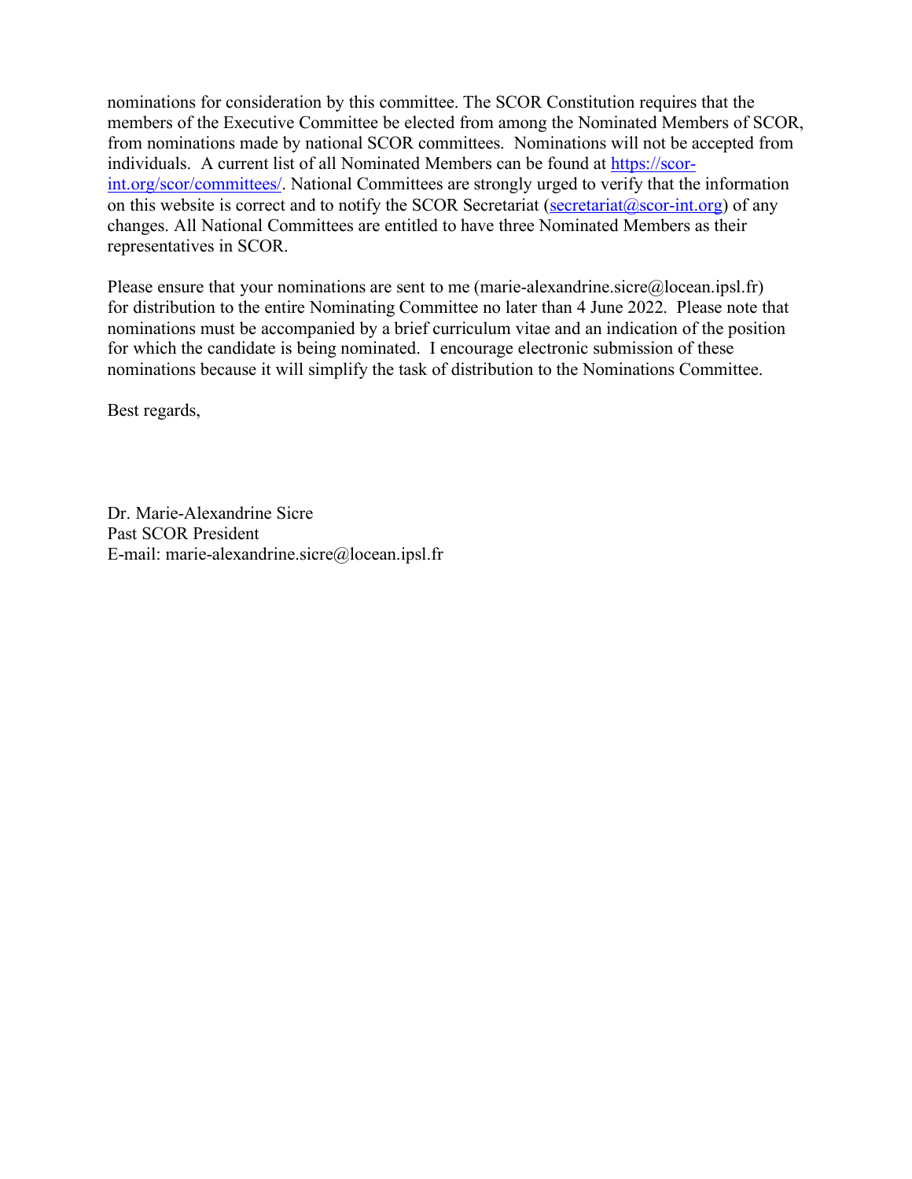nominations for consideration by this committee. The SCOR Constitution requires that the members of the Executive Committee be elected from among the Nominated Members of SCOR, from nominations made by national SCOR committees. Nominations will not be accepted from individuals. A current list of all Nominated Members can be found at [https://scor-int.org/scor/committees/](https://scor-int.org/scor/committees/). National Committees are strongly urged to verify that the information on this website is correct and to notify the SCOR Secretariat ([secretariat@scor-int.org](mailto:secretariat@scor-int.org)) of any changes. All National Committees are entitled to have three Nominated Members as their representatives in SCOR.

Please ensure that your nominations are sent to me (marie-alexandrine.sicre@locean.ipsl.fr) for distribution to the entire Nominating Committee no later than 4 June 2022. Please note that nominations must be accompanied by a brief curriculum vitae and an indication of the position for which the candidate is being nominated. I encourage electronic submission of these nominations because it will simplify the task of distribution to the Nominations Committee.

Best regards,

Dr. Marie-Alexandrine Sicre
Past SCOR President
E-mail: marie-alexandrine.sicre@locean.ipsl.fr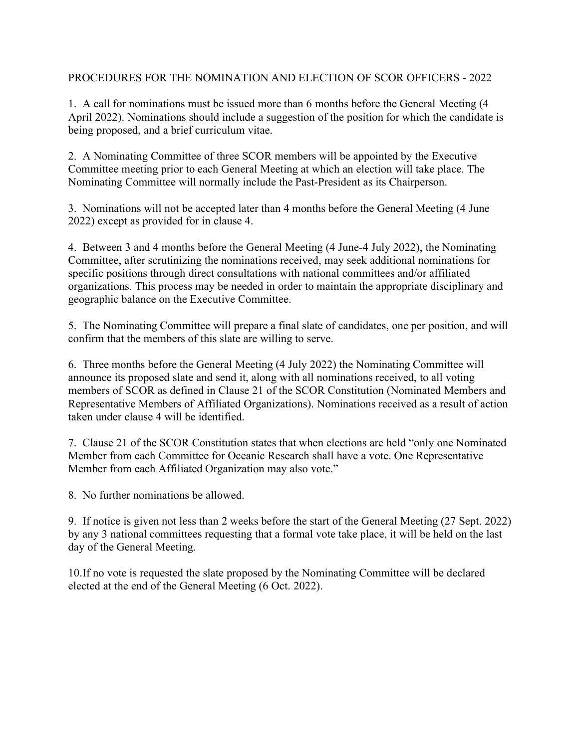# PROCEDURES FOR THE NOMINATION AND ELECTION OF SCOR OFFICERS - 2022

1. A call for nominations must be issued more than 6 months before the General Meeting (4 April 2022). Nominations should include a suggestion of the position for which the candidate is being proposed, and a brief curriculum vitae.

2. A Nominating Committee of three SCOR members will be appointed by the Executive Committee meeting prior to each General Meeting at which an election will take place. The Nominating Committee will normally include the Past-President as its Chairperson.

3. Nominations will not be accepted later than 4 months before the General Meeting (4 June 2022) except as provided for in clause 4.

4. Between 3 and 4 months before the General Meeting (4 June-4 July 2022), the Nominating Committee, after scrutinizing the nominations received, may seek additional nominations for specific positions through direct consultations with national committees and/or affiliated organizations. This process may be needed in order to maintain the appropriate disciplinary and geographic balance on the Executive Committee.

5. The Nominating Committee will prepare a final slate of candidates, one per position, and will confirm that the members of this slate are willing to serve.

6. Three months before the General Meeting (4 July 2022) the Nominating Committee will announce its proposed slate and send it, along with all nominations received, to all voting members of SCOR as defined in Clause 21 of the SCOR Constitution (Nominated Members and Representative Members of Affiliated Organizations). Nominations received as a result of action taken under clause 4 will be identified.

7. Clause 21 of the SCOR Constitution states that when elections are held "only one Nominated Member from each Committee for Oceanic Research shall have a vote. One Representative Member from each Affiliated Organization may also vote."

8. No further nominations be allowed.

9. If notice is given not less than 2 weeks before the start of the General Meeting (27 Sept. 2022) by any 3 national committees requesting that a formal vote take place, it will be held on the last day of the General Meeting.

10. If no vote is requested the slate proposed by the Nominating Committee will be declared elected at the end of the General Meeting (6 Oct. 2022).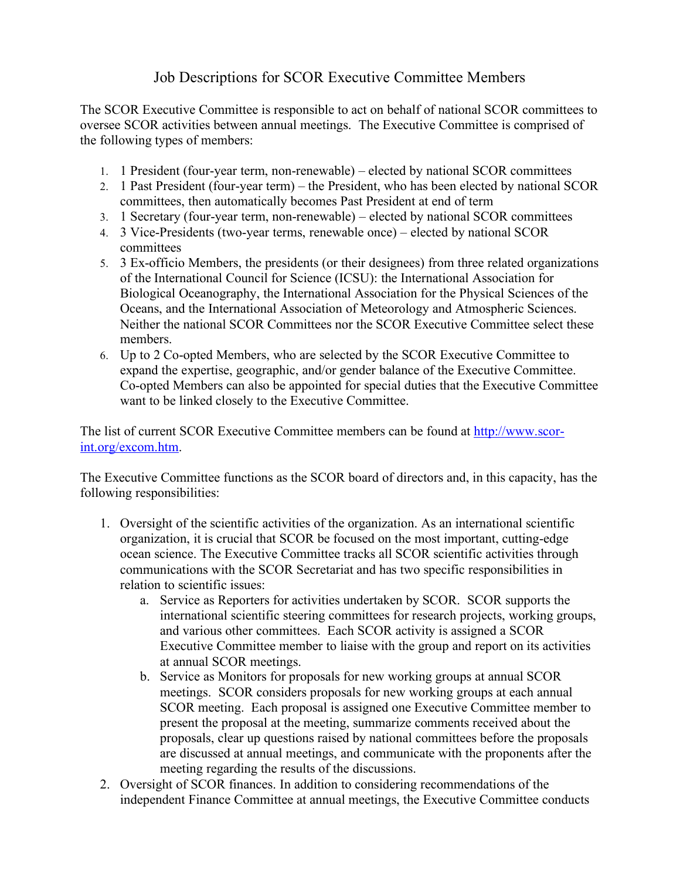// Job Descriptions for SCOR Executive Committee Members

The SCOR Executive Committee is responsible to act on behalf of national SCOR committees to oversee SCOR activities between annual meetings. The Executive Committee is comprised of the following types of members:

1. 1 President (four-year term, non-renewable) – elected by national SCOR committees
2. 1 Past President (four-year term) – the President, who has been elected by national SCOR committees, then automatically becomes Past President at end of term
3. 1 Secretary (four-year term, non-renewable) – elected by national SCOR committees
4. 3 Vice-Presidents (two-year terms, renewable once) – elected by national SCOR committees
5. 3 Ex-officio Members, the presidents (or their designees) from three related organizations of the International Council for Science (ICSU): the International Association for Biological Oceanography, the International Association for the Physical Sciences of the Oceans, and the International Association of Meteorology and Atmospheric Sciences. Neither the national SCOR Committees nor the SCOR Executive Committee select these members.
6. Up to 2 Co-opted Members, who are selected by the SCOR Executive Committee to expand the expertise, geographic, and/or gender balance of the Executive Committee. Co-opted Members can also be appointed for special duties that the Executive Committee want to be linked closely to the Executive Committee.

The list of current SCOR Executive Committee members can be found at [http://www.scor-int.org/excom.htm](http://www.scor-int.org/excom.htm).

The Executive Committee functions as the SCOR board of directors and, in this capacity, has the following responsibilities:

1. Oversight of the scientific activities of the organization. As an international scientific organization, it is crucial that SCOR be focused on the most important, cutting-edge ocean science. The Executive Committee tracks all SCOR scientific activities through communications with the SCOR Secretariat and has two specific responsibilities in relation to scientific issues:
   a. Service as Reporters for activities undertaken by SCOR. SCOR supports the international scientific steering committees for research projects, working groups, and various other committees. Each SCOR activity is assigned a SCOR Executive Committee member to liaise with the group and report on its activities at annual SCOR meetings.
   b. Service as Monitors for proposals for new working groups at annual SCOR meetings. SCOR considers proposals for new working groups at each annual SCOR meeting. Each proposal is assigned one Executive Committee member to present the proposal at the meeting, summarize comments received about the proposals, clear up questions raised by national committees before the proposals are discussed at annual meetings, and communicate with the proponents after the meeting regarding the results of the discussions.
2. Oversight of SCOR finances. In addition to considering recommendations of the independent Finance Committee at annual meetings, the Executive Committee conducts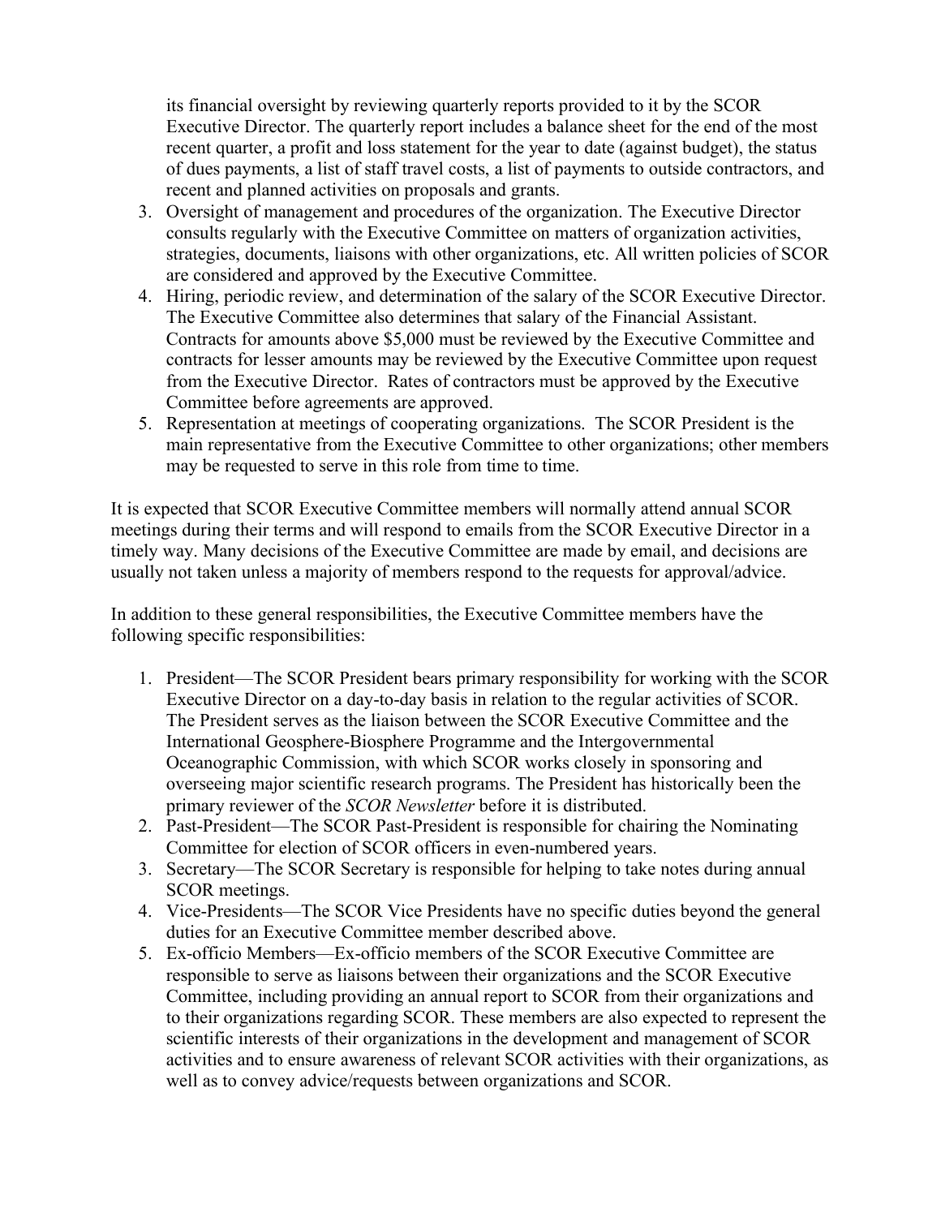its financial oversight by reviewing quarterly reports provided to it by the SCOR Executive Director. The quarterly report includes a balance sheet for the end of the most recent quarter, a profit and loss statement for the year to date (against budget), the status of dues payments, a list of staff travel costs, a list of payments to outside contractors, and recent and planned activities on proposals and grants.

3. Oversight of management and procedures of the organization. The Executive Director consults regularly with the Executive Committee on matters of organization activities, strategies, documents, liaisons with other organizations, etc. All written policies of SCOR are considered and approved by the Executive Committee.
4. Hiring, periodic review, and determination of the salary of the SCOR Executive Director. The Executive Committee also determines that salary of the Financial Assistant. Contracts for amounts above $5,000 must be reviewed by the Executive Committee and contracts for lesser amounts may be reviewed by the Executive Committee upon request from the Executive Director. Rates of contractors must be approved by the Executive Committee before agreements are approved.
5. Representation at meetings of cooperating organizations. The SCOR President is the main representative from the Executive Committee to other organizations; other members may be requested to serve in this role from time to time.

It is expected that SCOR Executive Committee members will normally attend annual SCOR meetings during their terms and will respond to emails from the SCOR Executive Director in a timely way. Many decisions of the Executive Committee are made by email, and decisions are usually not taken unless a majority of members respond to the requests for approval/advice.

In addition to these general responsibilities, the Executive Committee members have the following specific responsibilities:

1. President—The SCOR President bears primary responsibility for working with the SCOR Executive Director on a day-to-day basis in relation to the regular activities of SCOR. The President serves as the liaison between the SCOR Executive Committee and the International Geosphere-Biosphere Programme and the Intergovernmental Oceanographic Commission, with which SCOR works closely in sponsoring and overseeing major scientific research programs. The President has historically been the primary reviewer of the *SCOR Newsletter* before it is distributed.
2. Past-President—The SCOR Past-President is responsible for chairing the Nominating Committee for election of SCOR officers in even-numbered years.
3. Secretary—The SCOR Secretary is responsible for helping to take notes during annual SCOR meetings.
4. Vice-Presidents—The SCOR Vice Presidents have no specific duties beyond the general duties for an Executive Committee member described above.
5. Ex-officio Members—Ex-officio members of the SCOR Executive Committee are responsible to serve as liaisons between their organizations and the SCOR Executive Committee, including providing an annual report to SCOR from their organizations and to their organizations regarding SCOR. These members are also expected to represent the scientific interests of their organizations in the development and management of SCOR activities and to ensure awareness of relevant SCOR activities with their organizations, as well as to convey advice/requests between organizations and SCOR.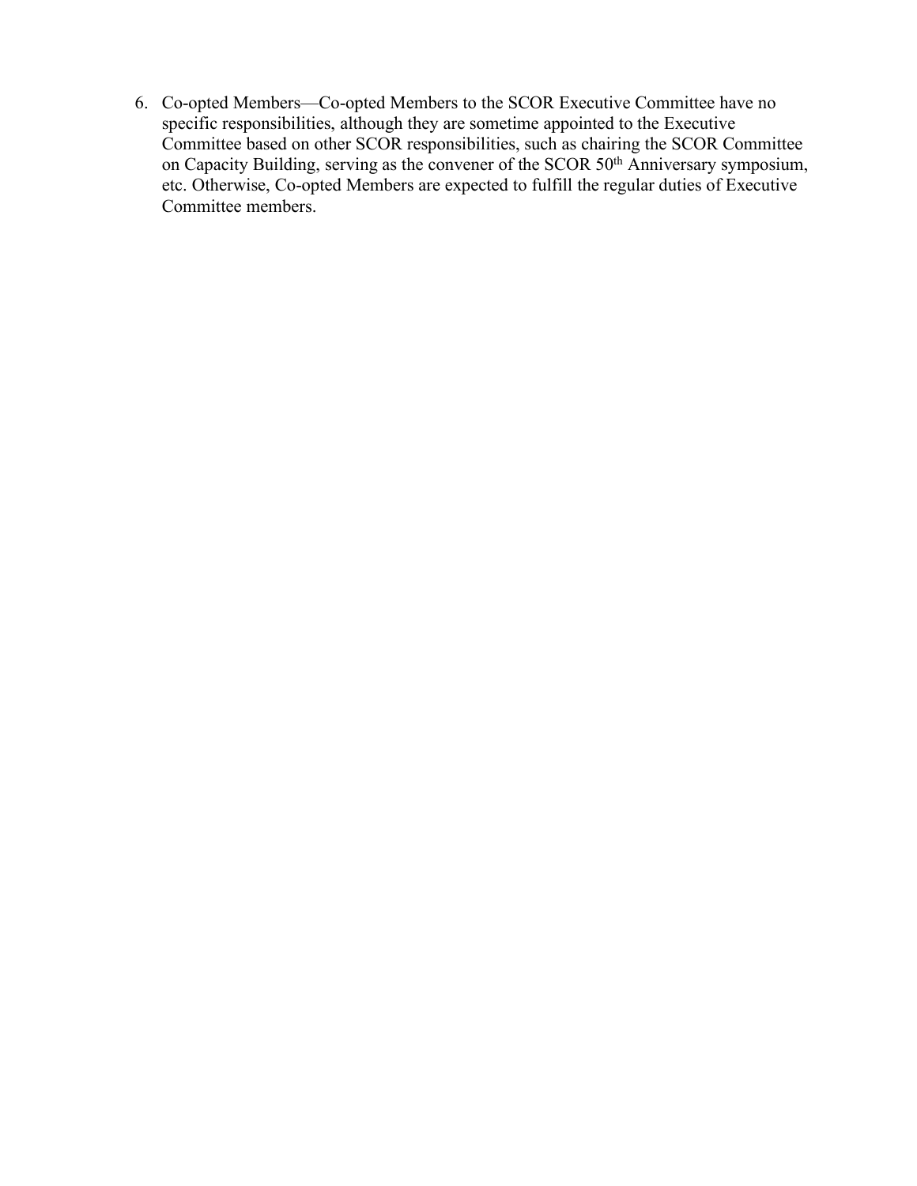6. Co-opted Members—Co-opted Members to the SCOR Executive Committee have no specific responsibilities, although they are sometime appointed to the Executive Committee based on other SCOR responsibilities, such as chairing the SCOR Committee on Capacity Building, serving as the convener of the SCOR 50th Anniversary symposium, etc. Otherwise, Co-opted Members are expected to fulfill the regular duties of Executive Committee members.